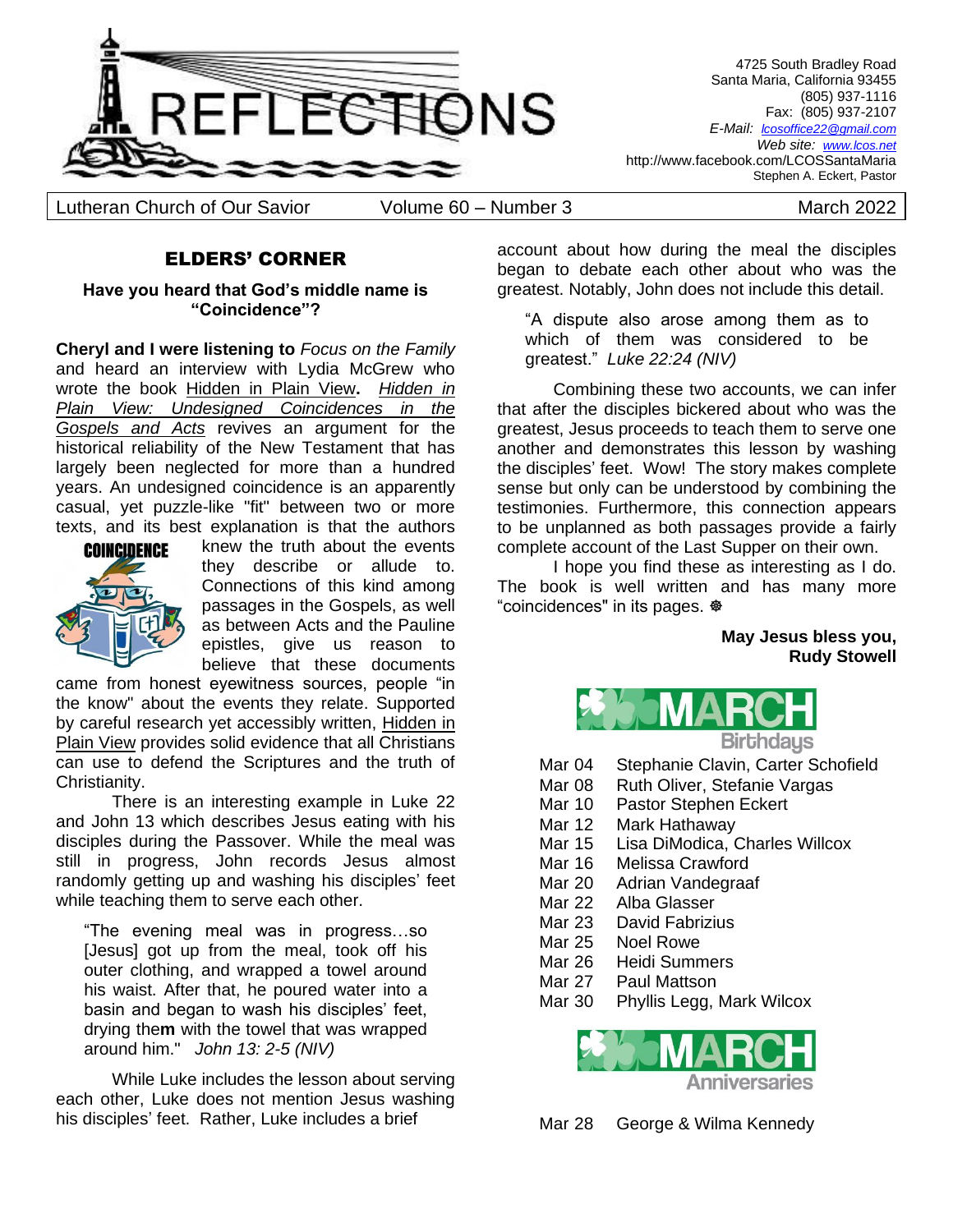# REFLECTIONS

4725 South Bradley Road
Santa Maria, California 93455
(805) 937-1116
Fax: (805) 937-2107
*E-Mail: lcosoffice22@gmail.com*
*Web site: www.lcos.net*
http://www.facebook.com/LCOSSantaMaria
Stephen A. Eckert, Pastor

Lutheran Church of Our Savior | Volume 60 – Number 3 | March 2022

## ELDERS' CORNER

### Have you heard that God's middle name is "Coincidence"?

**Cheryl and I were listening to** *Focus on the Family* and heard an interview with Lydia McGrew who wrote the book Hidden in Plain View**.** *Hidden in Plain View: Undesigned Coincidences in the Gospels and Acts* revives an argument for the historical reliability of the New Testament that has largely been neglected for more than a hundred years. An undesigned coincidence is an apparently casual, yet puzzle-like "fit" between two or more texts, and its best explanation is that the authors knew the truth about the events they describe or allude to. Connections of this kind among passages in the Gospels, as well as between Acts and the Pauline epistles, give us reason to believe that these documents came from honest eyewitness sources, people "in the know" about the events they relate. Supported by careful research yet accessibly written, Hidden in Plain View provides solid evidence that all Christians can use to defend the Scriptures and the truth of Christianity.

There is an interesting example in Luke 22 and John 13 which describes Jesus eating with his disciples during the Passover. While the meal was still in progress, John records Jesus almost randomly getting up and washing his disciples' feet while teaching them to serve each other.

> "The evening meal was in progress…so [Jesus] got up from the meal, took off his outer clothing, and wrapped a towel around his waist. After that, he poured water into a basin and began to wash his disciples' feet, drying them with the towel that was wrapped around him." *John 13: 2-5 (NIV)*

While Luke includes the lesson about serving each other, Luke does not mention Jesus washing his disciples' feet. Rather, Luke includes a brief account about how during the meal the disciples began to debate each other about who was the greatest. Notably, John does not include this detail.

> "A dispute also arose among them as to which of them was considered to be greatest." *Luke 22:24 (NIV)*

Combining these two accounts, we can infer that after the disciples bickered about who was the greatest, Jesus proceeds to teach them to serve one another and demonstrates this lesson by washing the disciples' feet. Wow! The story makes complete sense but only can be understood by combining the testimonies. Furthermore, this connection appears to be unplanned as both passages provide a fairly complete account of the Last Supper on their own.

I hope you find these as interesting as I do. The book is well written and has many more "coincidences" in its pages. ☸

**May Jesus bless you,**
**Rudy Stowell**

## MARCH Birthdays

| | |
|---|---|
| Mar 04 | Stephanie Clavin, Carter Schofield |
| Mar 08 | Ruth Oliver, Stefanie Vargas |
| Mar 10 | Pastor Stephen Eckert |
| Mar 12 | Mark Hathaway |
| Mar 15 | Lisa DiModica, Charles Willcox |
| Mar 16 | Melissa Crawford |
| Mar 20 | Adrian Vandegraaf |
| Mar 22 | Alba Glasser |
| Mar 23 | David Fabrizius |
| Mar 25 | Noel Rowe |
| Mar 26 | Heidi Summers |
| Mar 27 | Paul Mattson |
| Mar 30 | Phyllis Legg, Mark Wilcox |

## MARCH Anniversaries

| | |
|---|---|
| Mar 28 | George & Wilma Kennedy |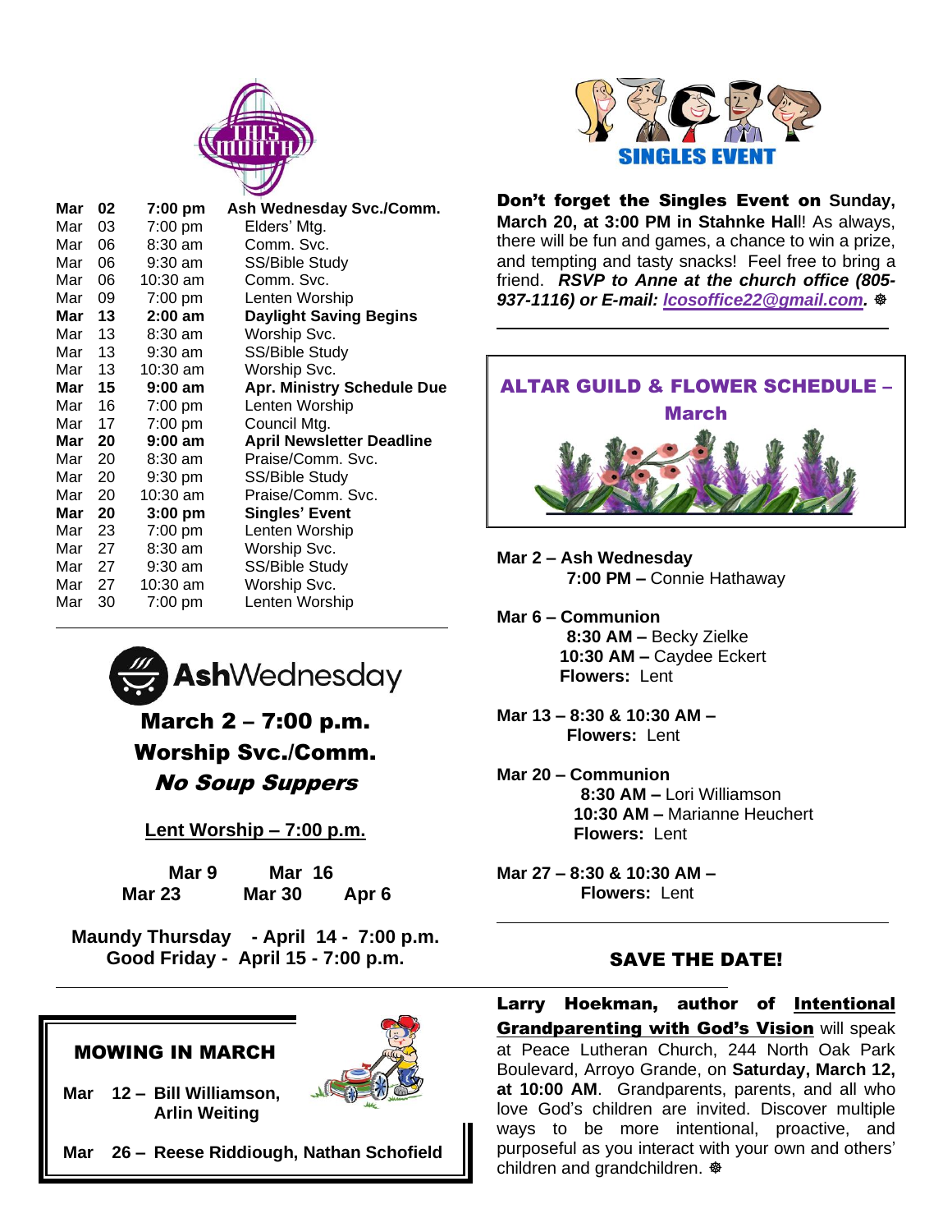# THIS MONTH

| | | | |
|---|---|---|---|
| **Mar** | **02** | **7:00 pm** | **Ash Wednesday Svc./Comm.** |
| Mar | 03 | 7:00 pm | Elders' Mtg. |
| Mar | 06 | 8:30 am | Comm. Svc. |
| Mar | 06 | 9:30 am | SS/Bible Study |
| Mar | 06 | 10:30 am | Comm. Svc. |
| Mar | 09 | 7:00 pm | Lenten Worship |
| **Mar** | **13** | **2:00 am** | **Daylight Saving Begins** |
| Mar | 13 | 8:30 am | Worship Svc. |
| Mar | 13 | 9:30 am | SS/Bible Study |
| Mar | 13 | 10:30 am | Worship Svc. |
| **Mar** | **15** | **9:00 am** | **Apr. Ministry Schedule Due** |
| Mar | 16 | 7:00 pm | Lenten Worship |
| Mar | 17 | 7:00 pm | Council Mtg. |
| **Mar** | **20** | **9:00 am** | **April Newsletter Deadline** |
| Mar | 20 | 8:30 am | Praise/Comm. Svc. |
| Mar | 20 | 9:30 pm | SS/Bible Study |
| Mar | 20 | 10:30 am | Praise/Comm. Svc. |
| **Mar** | **20** | **3:00 pm** | **Singles' Event** |
| Mar | 23 | 7:00 pm | Lenten Worship |
| Mar | 27 | 8:30 am | Worship Svc. |
| Mar | 27 | 9:30 am | SS/Bible Study |
| Mar | 27 | 10:30 am | Worship Svc. |
| Mar | 30 | 7:00 pm | Lenten Worship |

## **Ash**Wednesday

**March 2 – 7:00 p.m.**
**Worship Svc./Comm.**
***No Soup Suppers***

**Lent Worship – 7:00 p.m.**

**Mar 9** &nbsp;&nbsp; **Mar 16**
**Mar 23** &nbsp;&nbsp; **Mar 30** &nbsp;&nbsp; **Apr 6**

**Maundy Thursday - April 14 - 7:00 p.m.**
**Good Friday - April 15 - 7:00 p.m.**

## MOWING IN MARCH

**Mar 12 – Bill Williamson, Arlin Weiting**

**Mar 26 – Reese Riddiough, Nathan Schofield**

## SINGLES EVENT

**Don't forget the Singles Event on Sunday, March 20, at 3:00 PM in Stahnke Hal**l! As always, there will be fun and games, a chance to win a prize, and tempting and tasty snacks! Feel free to bring a friend. ***RSVP to Anne at the church office (805-937-1116) or E-mail: lcosoffice22@gmail.com.*** ☸

## ALTAR GUILD & FLOWER SCHEDULE – March

**Mar 2 – Ash Wednesday**
**7:00 PM –** Connie Hathaway

**Mar 6 – Communion**
**8:30 AM –** Becky Zielke
**10:30 AM –** Caydee Eckert
**Flowers:** Lent

**Mar 13 – 8:30 & 10:30 AM –**
**Flowers:** Lent

**Mar 20 – Communion**
**8:30 AM –** Lori Williamson
**10:30 AM –** Marianne Heuchert
**Flowers:** Lent

**Mar 27 – 8:30 & 10:30 AM –**
**Flowers:** Lent

## SAVE THE DATE!

**Larry Hoekman, author of Intentional Grandparenting with God's Vision** will speak at Peace Lutheran Church, 244 North Oak Park Boulevard, Arroyo Grande, on **Saturday, March 12, at 10:00 AM**. Grandparents, parents, and all who love God's children are invited. Discover multiple ways to be more intentional, proactive, and purposeful as you interact with your own and others' children and grandchildren. ☸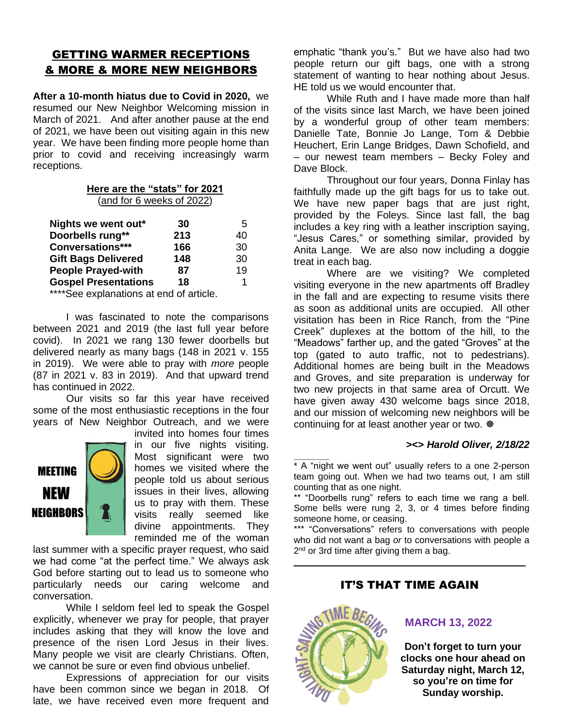## GETTING WARMER RECEPTIONS & MORE & MORE NEW NEIGHBORS

**After a 10-month hiatus due to Covid in 2020,** we resumed our New Neighbor Welcoming mission in March of 2021. And after another pause at the end of 2021, we have been out visiting again in this new year. We have been finding more people home than prior to covid and receiving increasingly warm receptions.

**Here are the "stats" for 2021**
(and for 6 weeks of 2022)

| | 2021 | 2022 |
|---|---|---|
| **Nights we went out*** | **30** | 5 |
| **Doorbells rung**** | **213** | 40 |
| **Conversations***** | **166** | 30 |
| **Gift Bags Delivered** | **148** | 30 |
| **People Prayed-with** | **87** | 19 |
| **Gospel Presentations** | **18** | 1 |

****See explanations at end of article.

I was fascinated to note the comparisons between 2021 and 2019 (the last full year before covid). In 2021 we rang 130 fewer doorbells but delivered nearly as many bags (148 in 2021 v. 155 in 2019). We were able to pray with *more* people (87 in 2021 v. 83 in 2019). And that upward trend has continued in 2022.

Our visits so far this year have received some of the most enthusiastic receptions in the four years of New Neighbor Outreach, and we were invited into homes four times in our five nights visiting. Most significant were two homes we visited where the people told us about serious issues in their lives, allowing us to pray with them. These visits really seemed like divine appointments. They reminded me of the woman last summer with a specific prayer request, who said we had come "at the perfect time." We always ask God before starting out to lead us to someone who particularly needs our caring welcome and conversation.

MEETING NEW NEIGHBORS

While I seldom feel led to speak the Gospel explicitly, whenever we pray for people, that prayer includes asking that they will know the love and presence of the risen Lord Jesus in their lives. Many people we visit are clearly Christians. Often, we cannot be sure or even find obvious unbelief.

Expressions of appreciation for our visits have been common since we began in 2018. Of late, we have received even more frequent and emphatic "thank you's." But we have also had two people return our gift bags, one with a strong statement of wanting to hear nothing about Jesus. HE told us we would encounter that.

While Ruth and I have made more than half of the visits since last March, we have been joined by a wonderful group of other team members: Danielle Tate, Bonnie Jo Lange, Tom & Debbie Heuchert, Erin Lange Bridges, Dawn Schofield, and – our newest team members – Becky Foley and Dave Block.

Throughout our four years, Donna Finlay has faithfully made up the gift bags for us to take out. We have new paper bags that are just right, provided by the Foleys. Since last fall, the bag includes a key ring with a leather inscription saying, "Jesus Cares," or something similar, provided by Anita Lange. We are also now including a doggie treat in each bag.

Where are we visiting? We completed visiting everyone in the new apartments off Bradley in the fall and are expecting to resume visits there as soon as additional units are occupied. All other visitation has been in Rice Ranch, from the "Pine Creek" duplexes at the bottom of the hill, to the "Meadows" farther up, and the gated "Groves" at the top (gated to auto traffic, not to pedestrians). Additional homes are being built in the Meadows and Groves, and site preparation is underway for two new projects in that same area of Orcutt. We have given away 430 welcome bags since 2018, and our mission of welcoming new neighbors will be continuing for at least another year or two. ❁

***><> Harold Oliver, 2/18/22***

______

* A "night we went out" usually refers to a one 2-person team going out. When we had two teams out, I am still counting that as one night.

** "Doorbells rung" refers to each time we rang a bell. Some bells were rung 2, 3, or 4 times before finding someone home, or ceasing.

*** "Conversations" refers to conversations with people who did not want a bag *or* to conversations with people a 2nd or 3rd time after giving them a bag.

---

## IT'S THAT TIME AGAIN

DAYLIGHT-SAVING TIME BEGINS

**MARCH 13, 2022**

**Don't forget to turn your clocks one hour ahead on Saturday night, March 12, so you're on time for Sunday worship.**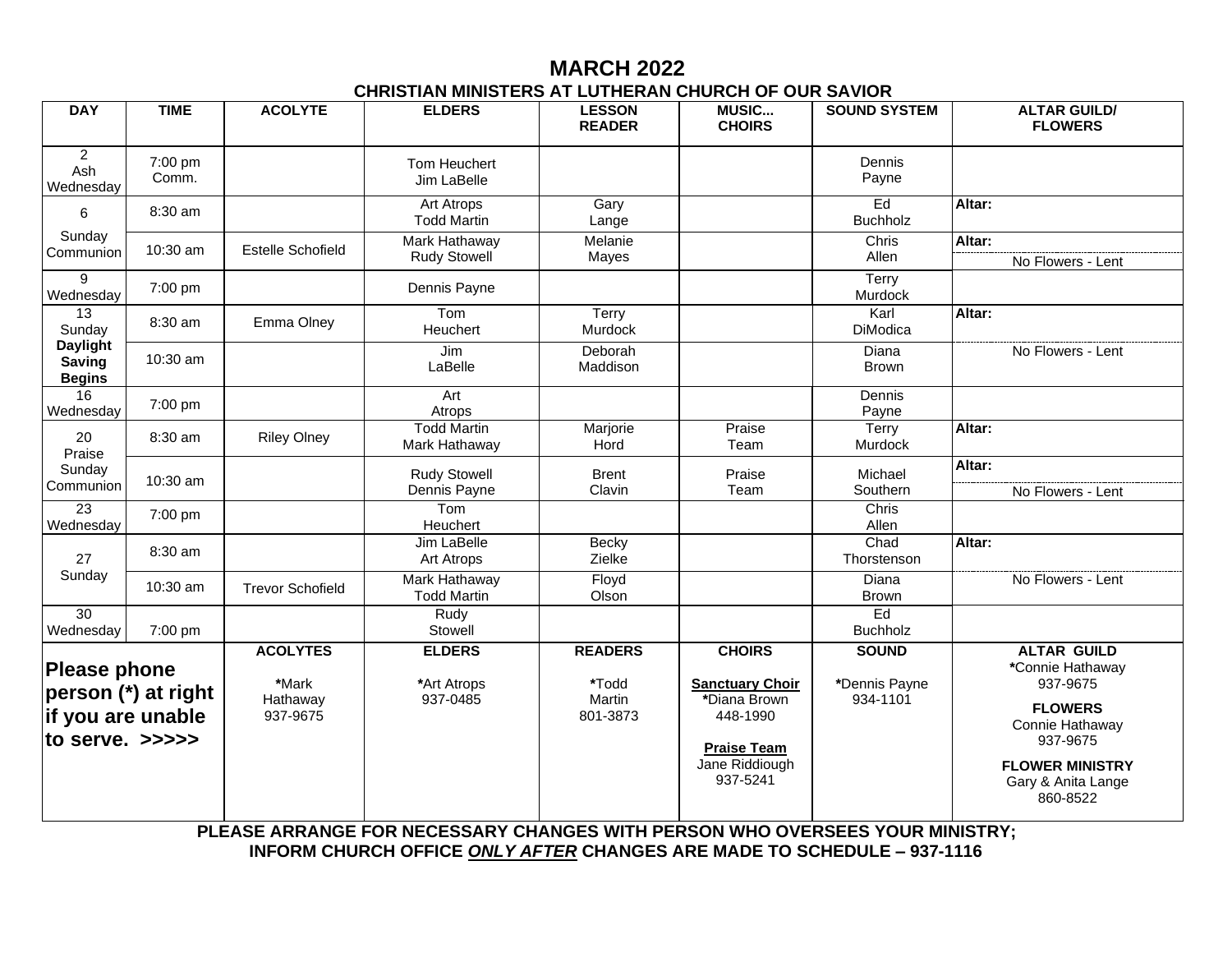# MARCH 2022

## CHRISTIAN MINISTERS AT LUTHERAN CHURCH OF OUR SAVIOR

| DAY | TIME | ACOLYTE | ELDERS | LESSON READER | MUSIC... CHOIRS | SOUND SYSTEM | ALTAR GUILD/ FLOWERS |
|---|---|---|---|---|---|---|---|
| 2 Ash Wednesday | 7:00 pm Comm. | | Tom Heuchert Jim LaBelle | | | Dennis Payne | |
| 6 Sunday Communion | 8:30 am | | Art Atrops Todd Martin | Gary Lange | | Ed Buchholz | **Altar:** |
| | 10:30 am | Estelle Schofield | Mark Hathaway Rudy Stowell | Melanie Mayes | | Chris Allen | **Altar:** No Flowers - Lent |
| 9 Wednesday | 7:00 pm | | Dennis Payne | | | Terry Murdock | |
| 13 Sunday **Daylight Saving Begins** | 8:30 am | Emma Olney | Tom Heuchert | Terry Murdock | | Karl DiModica | **Altar:** |
| | 10:30 am | | Jim LaBelle | Deborah Maddison | | Diana Brown | No Flowers - Lent |
| 16 Wednesday | 7:00 pm | | Art Atrops | | | Dennis Payne | |
| 20 Praise Sunday Communion | 8:30 am | Riley Olney | Todd Martin Mark Hathaway | Marjorie Hord | Praise Team | Terry Murdock | **Altar:** |
| | 10:30 am | | Rudy Stowell Dennis Payne | Brent Clavin | Praise Team | Michael Southern | **Altar:** No Flowers - Lent |
| 23 Wednesday | 7:00 pm | | Tom Heuchert | | | Chris Allen | |
| 27 Sunday | 8:30 am | | Jim LaBelle Art Atrops | Becky Zielke | | Chad Thorstenson | **Altar:** |
| | 10:30 am | Trevor Schofield | Mark Hathaway Todd Martin | Floyd Olson | | Diana Brown | No Flowers - Lent |
| 30 Wednesday | 7:00 pm | | Rudy Stowell | | | Ed Buchholz | |
| **Please phone person (*) at right if you are unable to serve. >>>>>** | | **ACOLYTES** *Mark Hathaway 937-9675 | **ELDERS** *Art Atrops 937-0485 | **READERS** *Todd Martin 801-3873 | **CHOIRS** **Sanctuary Choir** *Diana Brown 448-1990 **Praise Team** Jane Riddiough 937-5241 | **SOUND** *Dennis Payne 934-1101 | **ALTAR GUILD** *Connie Hathaway 937-9675 **FLOWERS** Connie Hathaway 937-9675 **FLOWER MINISTRY** Gary & Anita Lange 860-8522 |

**PLEASE ARRANGE FOR NECESSARY CHANGES WITH PERSON WHO OVERSEES YOUR MINISTRY; INFORM CHURCH OFFICE *ONLY AFTER* CHANGES ARE MADE TO SCHEDULE – 937-1116**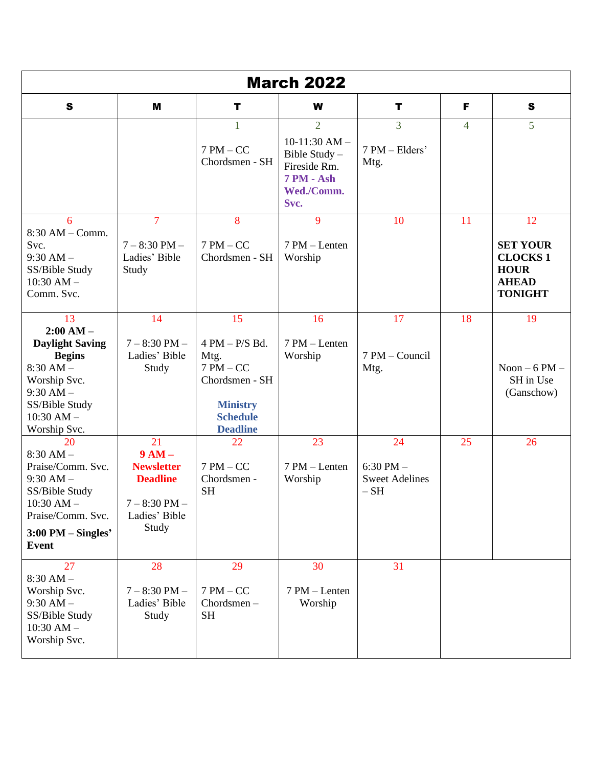# March 2022

| S | M | T | W | T | F | S |
|---|---|---|---|---|---|---|
| | | 1<br>7 PM – CC Chordsmen - SH | 2<br>10-11:30 AM – Bible Study – Fireside Rm.<br>**7 PM - Ash Wed./Comm. Svc.** | 3<br>7 PM – Elders' Mtg. | 4 | 5 |
| 6<br>8:30 AM – Comm. Svc.<br>9:30 AM – SS/Bible Study<br>10:30 AM – Comm. Svc. | 7<br>7 – 8:30 PM – Ladies' Bible Study | 8<br>7 PM – CC Chordsmen - SH | 9<br>7 PM – Lenten Worship | 10 | 11 | 12<br>**SET YOUR CLOCKS 1 HOUR AHEAD TONIGHT** |
| 13<br>**2:00 AM – Daylight Saving Begins**<br>8:30 AM – Worship Svc.<br>9:30 AM – SS/Bible Study<br>10:30 AM – Worship Svc. | 14<br>7 – 8:30 PM – Ladies' Bible Study | 15<br>4 PM – P/S Bd. Mtg.<br>7 PM – CC Chordsmen - SH<br>**Ministry Schedule Deadline** | 16<br>7 PM – Lenten Worship | 17<br>7 PM – Council Mtg. | 18 | 19<br>Noon – 6 PM – SH in Use (Ganschow) |
| 20<br>8:30 AM – Praise/Comm. Svc.<br>9:30 AM – SS/Bible Study<br>10:30 AM – Praise/Comm. Svc.<br>**3:00 PM – Singles' Event** | 21<br>**9 AM – Newsletter Deadline**<br>7 – 8:30 PM – Ladies' Bible Study | 22<br>7 PM – CC Chordsmen - SH | 23<br>7 PM – Lenten Worship | 24<br>6:30 PM – Sweet Adelines – SH | 25 | 26 |
| 27<br>8:30 AM – Worship Svc.<br>9:30 AM – SS/Bible Study<br>10:30 AM – Worship Svc. | 28<br>7 – 8:30 PM – Ladies' Bible Study | 29<br>7 PM – CC Chordsmen – SH | 30<br>7 PM – Lenten Worship | 31 | | |